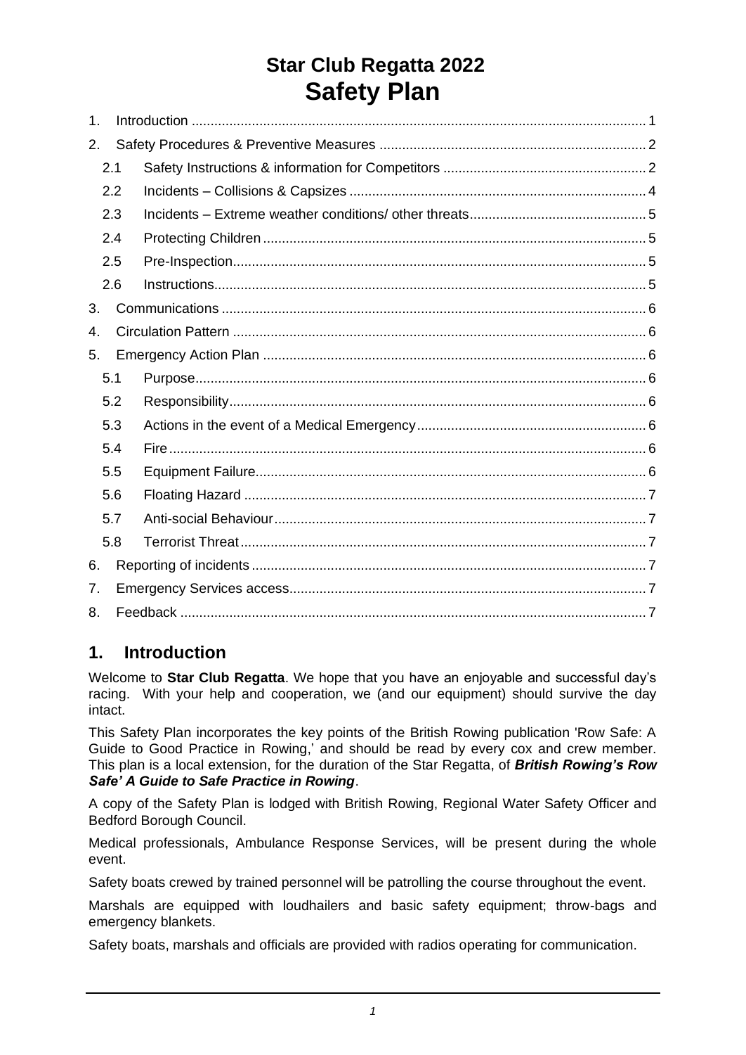# Star Club Regatta 2022
# Safety Plan

1. Introduction ........................................................................................................ 1
2. Safety Procedures & Preventive Measures ...................................................................... 2
   - 2.1 Safety Instructions & information for Competitors ...................................................... 2
   - 2.2 Incidents – Collisions & Capsizes .............................................................................. 4
   - 2.3 Incidents – Extreme weather conditions/ other threats.............................................. 5
   - 2.4 Protecting Children .................................................................................................... 5
   - 2.5 Pre-Inspection............................................................................................................ 5
   - 2.6 Instructions................................................................................................................. 5
3. Communications ................................................................................................................ 6
4. Circulation Pattern ............................................................................................................. 6
5. Emergency Action Plan ..................................................................................................... 6
   - 5.1 Purpose....................................................................................................................... 6
   - 5.2 Responsibility.............................................................................................................. 6
   - 5.3 Actions in the event of a Medical Emergency............................................................ 6
   - 5.4 Fire.............................................................................................................................. 6
   - 5.5 Equipment Failure....................................................................................................... 6
   - 5.6 Floating Hazard .......................................................................................................... 7
   - 5.7 Anti-social Behaviour.................................................................................................. 7
   - 5.8 Terrorist Threat........................................................................................................... 7
6. Reporting of incidents ........................................................................................................ 7
7. Emergency Services access.............................................................................................. 7
8. Feedback ........................................................................................................................... 7

## 1. Introduction

Welcome to **Star Club Regatta**. We hope that you have an enjoyable and successful day's racing. With your help and cooperation, we (and our equipment) should survive the day intact.

This Safety Plan incorporates the key points of the British Rowing publication 'Row Safe: A Guide to Good Practice in Rowing,' and should be read by every cox and crew member. This plan is a local extension, for the duration of the Star Regatta, of ***British Rowing's Row Safe' A Guide to Safe Practice in Rowing***.

A copy of the Safety Plan is lodged with British Rowing, Regional Water Safety Officer and Bedford Borough Council.

Medical professionals, Ambulance Response Services, will be present during the whole event.

Safety boats crewed by trained personnel will be patrolling the course throughout the event.

Marshals are equipped with loudhailers and basic safety equipment; throw-bags and emergency blankets.

Safety boats, marshals and officials are provided with radios operating for communication.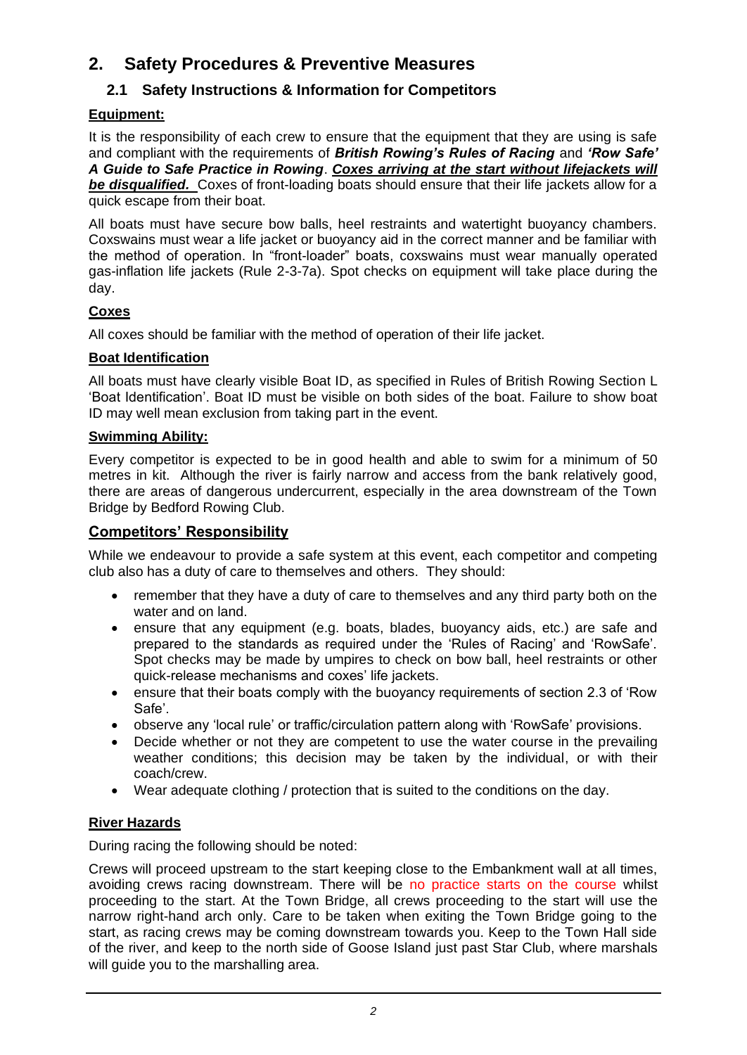# 2. Safety Procedures & Preventive Measures

## 2.1 Safety Instructions & Information for Competitors

**Equipment:**

It is the responsibility of each crew to ensure that the equipment that they are using is safe and compliant with the requirements of ***British Rowing's Rules of Racing*** and ***'Row Safe' A Guide to Safe Practice in Rowing***. ***Coxes arriving at the start without lifejackets will be disqualified.*** Coxes of front-loading boats should ensure that their life jackets allow for a quick escape from their boat.

All boats must have secure bow balls, heel restraints and watertight buoyancy chambers. Coxswains must wear a life jacket or buoyancy aid in the correct manner and be familiar with the method of operation. In "front-loader" boats, coxswains must wear manually operated gas-inflation life jackets (Rule 2-3-7a). Spot checks on equipment will take place during the day.

**Coxes**

All coxes should be familiar with the method of operation of their life jacket.

**Boat Identification**

All boats must have clearly visible Boat ID, as specified in Rules of British Rowing Section L 'Boat Identification'. Boat ID must be visible on both sides of the boat. Failure to show boat ID may well mean exclusion from taking part in the event.

**Swimming Ability:**

Every competitor is expected to be in good health and able to swim for a minimum of 50 metres in kit. Although the river is fairly narrow and access from the bank relatively good, there are areas of dangerous undercurrent, especially in the area downstream of the Town Bridge by Bedford Rowing Club.

**Competitors' Responsibility**

While we endeavour to provide a safe system at this event, each competitor and competing club also has a duty of care to themselves and others. They should:

- remember that they have a duty of care to themselves and any third party both on the water and on land.
- ensure that any equipment (e.g. boats, blades, buoyancy aids, etc.) are safe and prepared to the standards as required under the 'Rules of Racing' and 'RowSafe'. Spot checks may be made by umpires to check on bow ball, heel restraints or other quick-release mechanisms and coxes' life jackets.
- ensure that their boats comply with the buoyancy requirements of section 2.3 of 'Row Safe'.
- observe any 'local rule' or traffic/circulation pattern along with 'RowSafe' provisions.
- Decide whether or not they are competent to use the water course in the prevailing weather conditions; this decision may be taken by the individual, or with their coach/crew.
- Wear adequate clothing / protection that is suited to the conditions on the day.

**River Hazards**

During racing the following should be noted:

Crews will proceed upstream to the start keeping close to the Embankment wall at all times, avoiding crews racing downstream. There will be no practice starts on the course whilst proceeding to the start. At the Town Bridge, all crews proceeding to the start will use the narrow right-hand arch only. Care to be taken when exiting the Town Bridge going to the start, as racing crews may be coming downstream towards you. Keep to the Town Hall side of the river, and keep to the north side of Goose Island just past Star Club, where marshals will guide you to the marshalling area.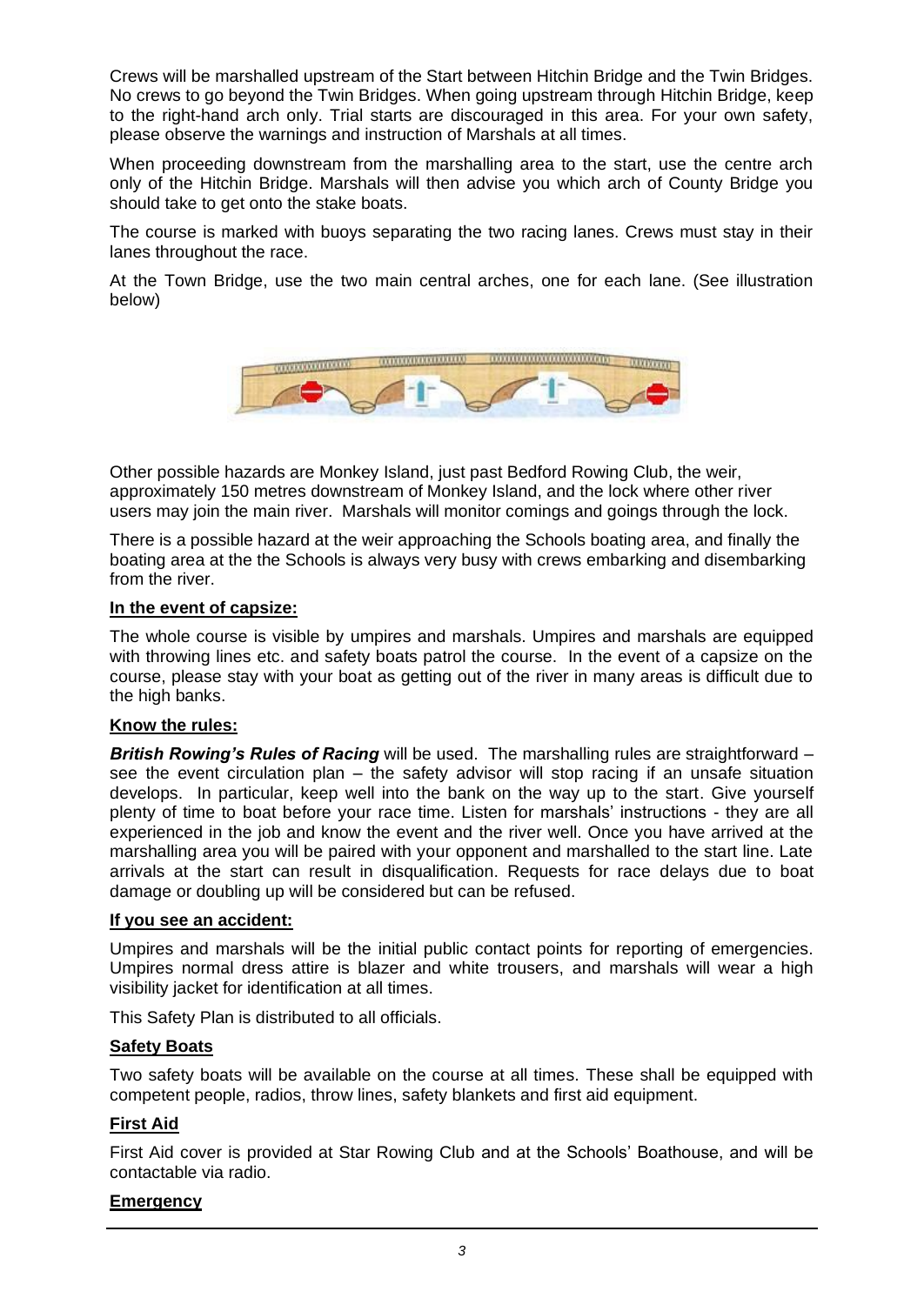Crews will be marshalled upstream of the Start between Hitchin Bridge and the Twin Bridges. No crews to go beyond the Twin Bridges. When going upstream through Hitchin Bridge, keep to the right-hand arch only. Trial starts are discouraged in this area. For your own safety, please observe the warnings and instruction of Marshals at all times.

When proceeding downstream from the marshalling area to the start, use the centre arch only of the Hitchin Bridge. Marshals will then advise you which arch of County Bridge you should take to get onto the stake boats.

The course is marked with buoys separating the two racing lanes. Crews must stay in their lanes throughout the race.

At the Town Bridge, use the two main central arches, one for each lane. (See illustration below)

Other possible hazards are Monkey Island, just past Bedford Rowing Club, the weir, approximately 150 metres downstream of Monkey Island, and the lock where other river users may join the main river. Marshals will monitor comings and goings through the lock.

There is a possible hazard at the weir approaching the Schools boating area, and finally the boating area at the the Schools is always very busy with crews embarking and disembarking from the river.

**In the event of capsize:**

The whole course is visible by umpires and marshals. Umpires and marshals are equipped with throwing lines etc. and safety boats patrol the course. In the event of a capsize on the course, please stay with your boat as getting out of the river in many areas is difficult due to the high banks.

**Know the rules:**

***British Rowing's Rules of Racing*** will be used. The marshalling rules are straightforward – see the event circulation plan – the safety advisor will stop racing if an unsafe situation develops. In particular, keep well into the bank on the way up to the start. Give yourself plenty of time to boat before your race time. Listen for marshals' instructions - they are all experienced in the job and know the event and the river well. Once you have arrived at the marshalling area you will be paired with your opponent and marshalled to the start line. Late arrivals at the start can result in disqualification. Requests for race delays due to boat damage or doubling up will be considered but can be refused.

**If you see an accident:**

Umpires and marshals will be the initial public contact points for reporting of emergencies. Umpires normal dress attire is blazer and white trousers, and marshals will wear a high visibility jacket for identification at all times.

This Safety Plan is distributed to all officials.

**Safety Boats**

Two safety boats will be available on the course at all times. These shall be equipped with competent people, radios, throw lines, safety blankets and first aid equipment.

**First Aid**

First Aid cover is provided at Star Rowing Club and at the Schools' Boathouse, and will be contactable via radio.

**Emergency**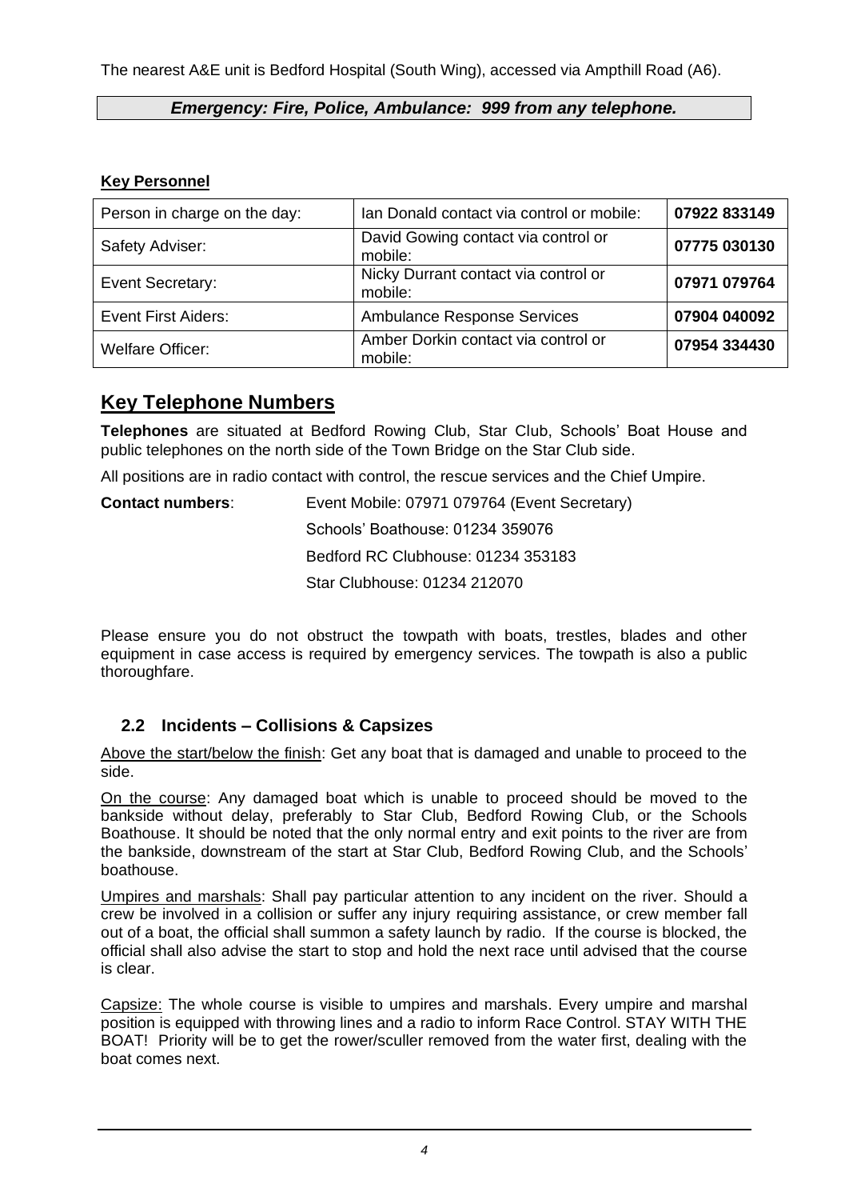The nearest A&E unit is Bedford Hospital (South Wing), accessed via Ampthill Road (A6).

***Emergency: Fire, Police, Ambulance: 999 from any telephone.***

**Key Personnel**

| Person in charge on the day: | Ian Donald contact via control or mobile: | **07922 833149** |
|---|---|---|
| Safety Adviser: | David Gowing contact via control or mobile: | **07775 030130** |
| Event Secretary: | Nicky Durrant contact via control or mobile: | **07971 079764** |
| Event First Aiders: | Ambulance Response Services | **07904 040092** |
| Welfare Officer: | Amber Dorkin contact via control or mobile: | **07954 334430** |

## Key Telephone Numbers

**Telephones** are situated at Bedford Rowing Club, Star Club, Schools' Boat House and public telephones on the north side of the Town Bridge on the Star Club side.

All positions are in radio contact with control, the rescue services and the Chief Umpire.

**Contact numbers**: Event Mobile: 07971 079764 (Event Secretary)

Schools' Boathouse: 01234 359076

Bedford RC Clubhouse: 01234 353183

Star Clubhouse: 01234 212070

Please ensure you do not obstruct the towpath with boats, trestles, blades and other equipment in case access is required by emergency services. The towpath is also a public thoroughfare.

### 2.2 Incidents – Collisions & Capsizes

Above the start/below the finish: Get any boat that is damaged and unable to proceed to the side.

On the course: Any damaged boat which is unable to proceed should be moved to the bankside without delay, preferably to Star Club, Bedford Rowing Club, or the Schools Boathouse. It should be noted that the only normal entry and exit points to the river are from the bankside, downstream of the start at Star Club, Bedford Rowing Club, and the Schools' boathouse.

Umpires and marshals: Shall pay particular attention to any incident on the river. Should a crew be involved in a collision or suffer any injury requiring assistance, or crew member fall out of a boat, the official shall summon a safety launch by radio. If the course is blocked, the official shall also advise the start to stop and hold the next race until advised that the course is clear.

Capsize: The whole course is visible to umpires and marshals. Every umpire and marshal position is equipped with throwing lines and a radio to inform Race Control. STAY WITH THE BOAT! Priority will be to get the rower/sculler removed from the water first, dealing with the boat comes next.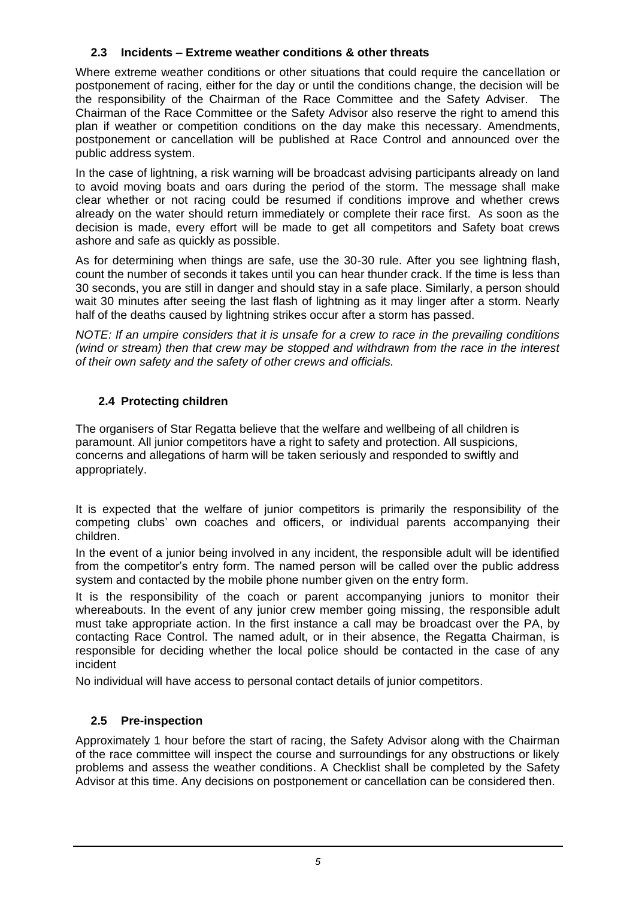### 2.3 Incidents – Extreme weather conditions & other threats

Where extreme weather conditions or other situations that could require the cancellation or postponement of racing, either for the day or until the conditions change, the decision will be the responsibility of the Chairman of the Race Committee and the Safety Adviser. The Chairman of the Race Committee or the Safety Advisor also reserve the right to amend this plan if weather or competition conditions on the day make this necessary. Amendments, postponement or cancellation will be published at Race Control and announced over the public address system.

In the case of lightning, a risk warning will be broadcast advising participants already on land to avoid moving boats and oars during the period of the storm. The message shall make clear whether or not racing could be resumed if conditions improve and whether crews already on the water should return immediately or complete their race first. As soon as the decision is made, every effort will be made to get all competitors and Safety boat crews ashore and safe as quickly as possible.

As for determining when things are safe, use the 30-30 rule. After you see lightning flash, count the number of seconds it takes until you can hear thunder crack. If the time is less than 30 seconds, you are still in danger and should stay in a safe place. Similarly, a person should wait 30 minutes after seeing the last flash of lightning as it may linger after a storm. Nearly half of the deaths caused by lightning strikes occur after a storm has passed.

*NOTE: If an umpire considers that it is unsafe for a crew to race in the prevailing conditions (wind or stream) then that crew may be stopped and withdrawn from the race in the interest of their own safety and the safety of other crews and officials.*

### 2.4 Protecting children

The organisers of Star Regatta believe that the welfare and wellbeing of all children is paramount. All junior competitors have a right to safety and protection. All suspicions, concerns and allegations of harm will be taken seriously and responded to swiftly and appropriately.

It is expected that the welfare of junior competitors is primarily the responsibility of the competing clubs' own coaches and officers, or individual parents accompanying their children.

In the event of a junior being involved in any incident, the responsible adult will be identified from the competitor's entry form. The named person will be called over the public address system and contacted by the mobile phone number given on the entry form.

It is the responsibility of the coach or parent accompanying juniors to monitor their whereabouts. In the event of any junior crew member going missing, the responsible adult must take appropriate action. In the first instance a call may be broadcast over the PA, by contacting Race Control. The named adult, or in their absence, the Regatta Chairman, is responsible for deciding whether the local police should be contacted in the case of any incident

No individual will have access to personal contact details of junior competitors.

### 2.5 Pre-inspection

Approximately 1 hour before the start of racing, the Safety Advisor along with the Chairman of the race committee will inspect the course and surroundings for any obstructions or likely problems and assess the weather conditions. A Checklist shall be completed by the Safety Advisor at this time. Any decisions on postponement or cancellation can be considered then.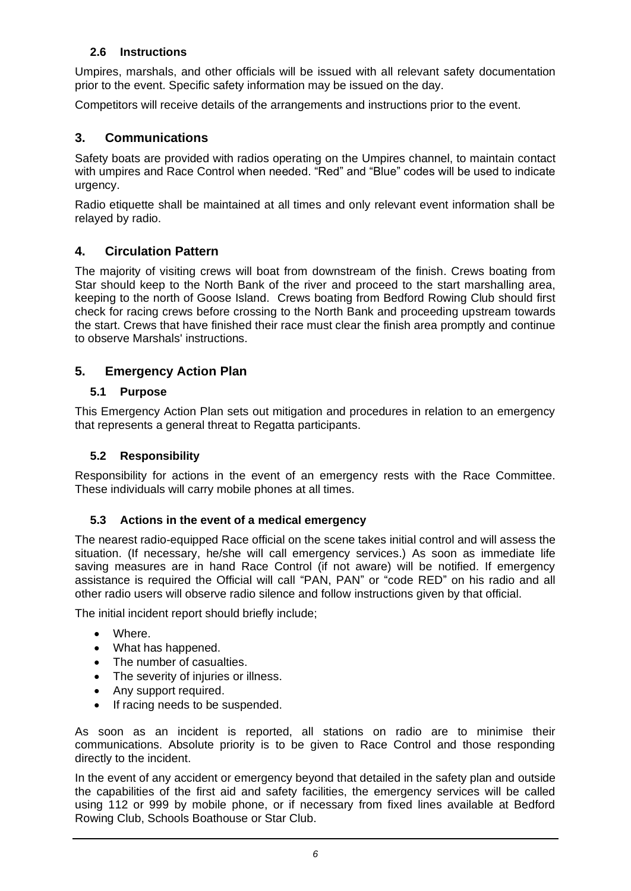### 2.6 Instructions

Umpires, marshals, and other officials will be issued with all relevant safety documentation prior to the event. Specific safety information may be issued on the day.

Competitors will receive details of the arrangements and instructions prior to the event.

## 3. Communications

Safety boats are provided with radios operating on the Umpires channel, to maintain contact with umpires and Race Control when needed. "Red" and "Blue" codes will be used to indicate urgency.

Radio etiquette shall be maintained at all times and only relevant event information shall be relayed by radio.

## 4. Circulation Pattern

The majority of visiting crews will boat from downstream of the finish. Crews boating from Star should keep to the North Bank of the river and proceed to the start marshalling area, keeping to the north of Goose Island. Crews boating from Bedford Rowing Club should first check for racing crews before crossing to the North Bank and proceeding upstream towards the start. Crews that have finished their race must clear the finish area promptly and continue to observe Marshals' instructions.

## 5. Emergency Action Plan

### 5.1 Purpose

This Emergency Action Plan sets out mitigation and procedures in relation to an emergency that represents a general threat to Regatta participants.

### 5.2 Responsibility

Responsibility for actions in the event of an emergency rests with the Race Committee. These individuals will carry mobile phones at all times.

### 5.3 Actions in the event of a medical emergency

The nearest radio-equipped Race official on the scene takes initial control and will assess the situation. (If necessary, he/she will call emergency services.) As soon as immediate life saving measures are in hand Race Control (if not aware) will be notified. If emergency assistance is required the Official will call "PAN, PAN" or "code RED" on his radio and all other radio users will observe radio silence and follow instructions given by that official.

The initial incident report should briefly include;

- Where.
- What has happened.
- The number of casualties.
- The severity of injuries or illness.
- Any support required.
- If racing needs to be suspended.

As soon as an incident is reported, all stations on radio are to minimise their communications. Absolute priority is to be given to Race Control and those responding directly to the incident.

In the event of any accident or emergency beyond that detailed in the safety plan and outside the capabilities of the first aid and safety facilities, the emergency services will be called using 112 or 999 by mobile phone, or if necessary from fixed lines available at Bedford Rowing Club, Schools Boathouse or Star Club.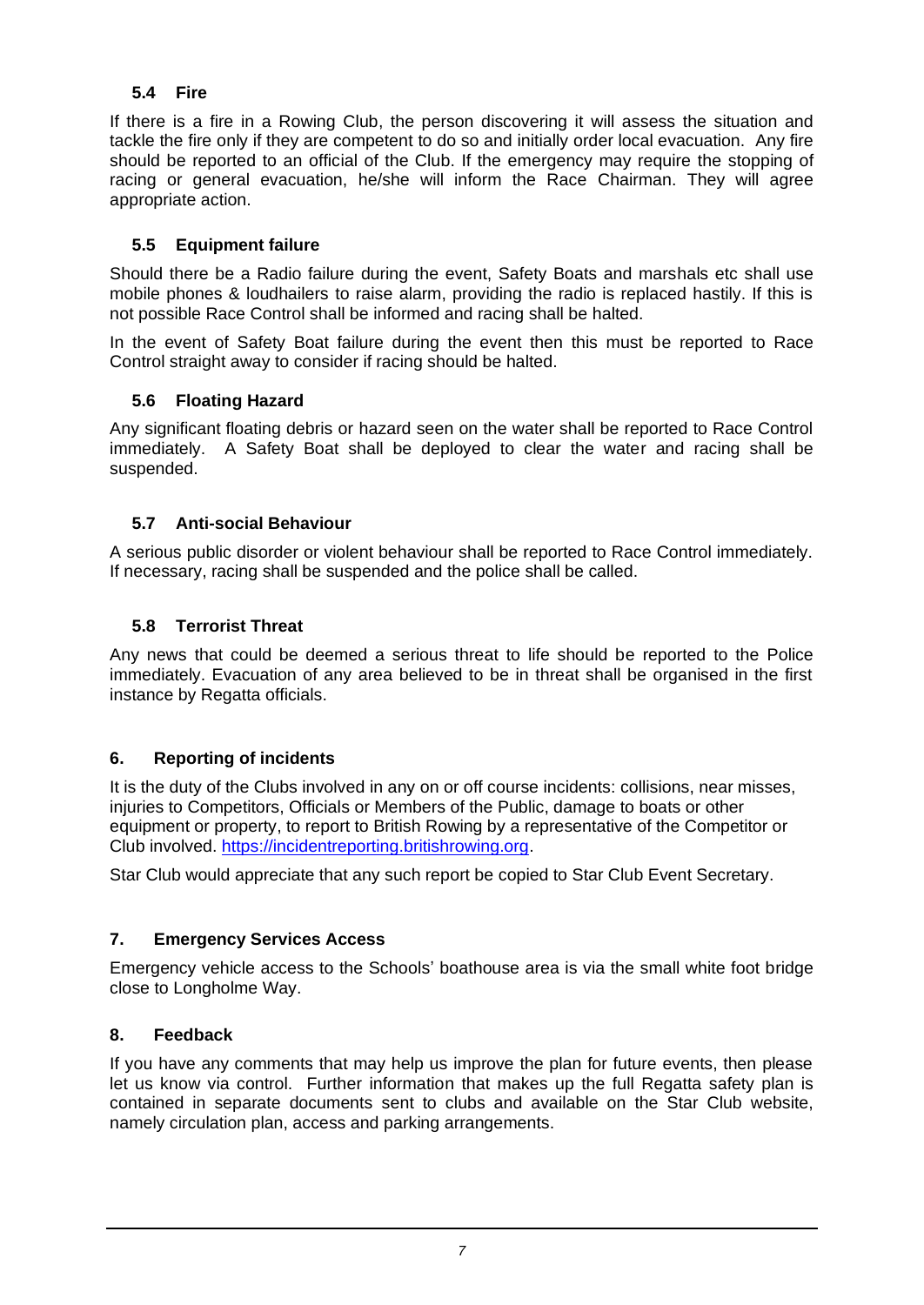### 5.4 Fire

If there is a fire in a Rowing Club, the person discovering it will assess the situation and tackle the fire only if they are competent to do so and initially order local evacuation. Any fire should be reported to an official of the Club. If the emergency may require the stopping of racing or general evacuation, he/she will inform the Race Chairman. They will agree appropriate action.

### 5.5 Equipment failure

Should there be a Radio failure during the event, Safety Boats and marshals etc shall use mobile phones & loudhailers to raise alarm, providing the radio is replaced hastily. If this is not possible Race Control shall be informed and racing shall be halted.

In the event of Safety Boat failure during the event then this must be reported to Race Control straight away to consider if racing should be halted.

### 5.6 Floating Hazard

Any significant floating debris or hazard seen on the water shall be reported to Race Control immediately. A Safety Boat shall be deployed to clear the water and racing shall be suspended.

### 5.7 Anti-social Behaviour

A serious public disorder or violent behaviour shall be reported to Race Control immediately. If necessary, racing shall be suspended and the police shall be called.

### 5.8 Terrorist Threat

Any news that could be deemed a serious threat to life should be reported to the Police immediately. Evacuation of any area believed to be in threat shall be organised in the first instance by Regatta officials.

## 6. Reporting of incidents

It is the duty of the Clubs involved in any on or off course incidents: collisions, near misses, injuries to Competitors, Officials or Members of the Public, damage to boats or other equipment or property, to report to British Rowing by a representative of the Competitor or Club involved. https://incidentreporting.britishrowing.org.

Star Club would appreciate that any such report be copied to Star Club Event Secretary.

## 7. Emergency Services Access

Emergency vehicle access to the Schools' boathouse area is via the small white foot bridge close to Longholme Way.

## 8. Feedback

If you have any comments that may help us improve the plan for future events, then please let us know via control. Further information that makes up the full Regatta safety plan is contained in separate documents sent to clubs and available on the Star Club website, namely circulation plan, access and parking arrangements.